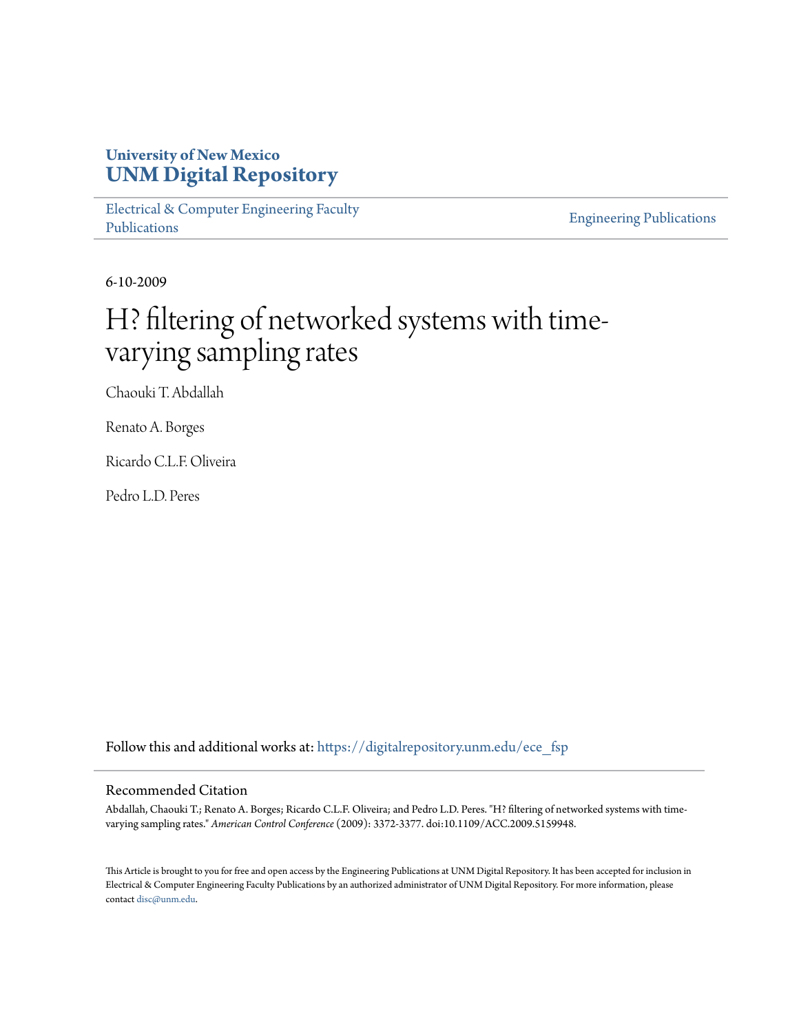# University of New Mexico
# UNM Digital Repository

Electrical & Computer Engineering Faculty Publications

Engineering Publications

6-10-2009

# H? filtering of networked systems with time-varying sampling rates

Chaouki T. Abdallah

Renato A. Borges

Ricardo C.L.F. Oliveira

Pedro L.D. Peres

Follow this and additional works at: https://digitalrepository.unm.edu/ece_fsp

## Recommended Citation

Abdallah, Chaouki T.; Renato A. Borges; Ricardo C.L.F. Oliveira; and Pedro L.D. Peres. "H? filtering of networked systems with time-varying sampling rates." *American Control Conference* (2009): 3372-3377. doi:10.1109/ACC.2009.5159948.

This Article is brought to you for free and open access by the Engineering Publications at UNM Digital Repository. It has been accepted for inclusion in Electrical & Computer Engineering Faculty Publications by an authorized administrator of UNM Digital Repository. For more information, please contact disc@unm.edu.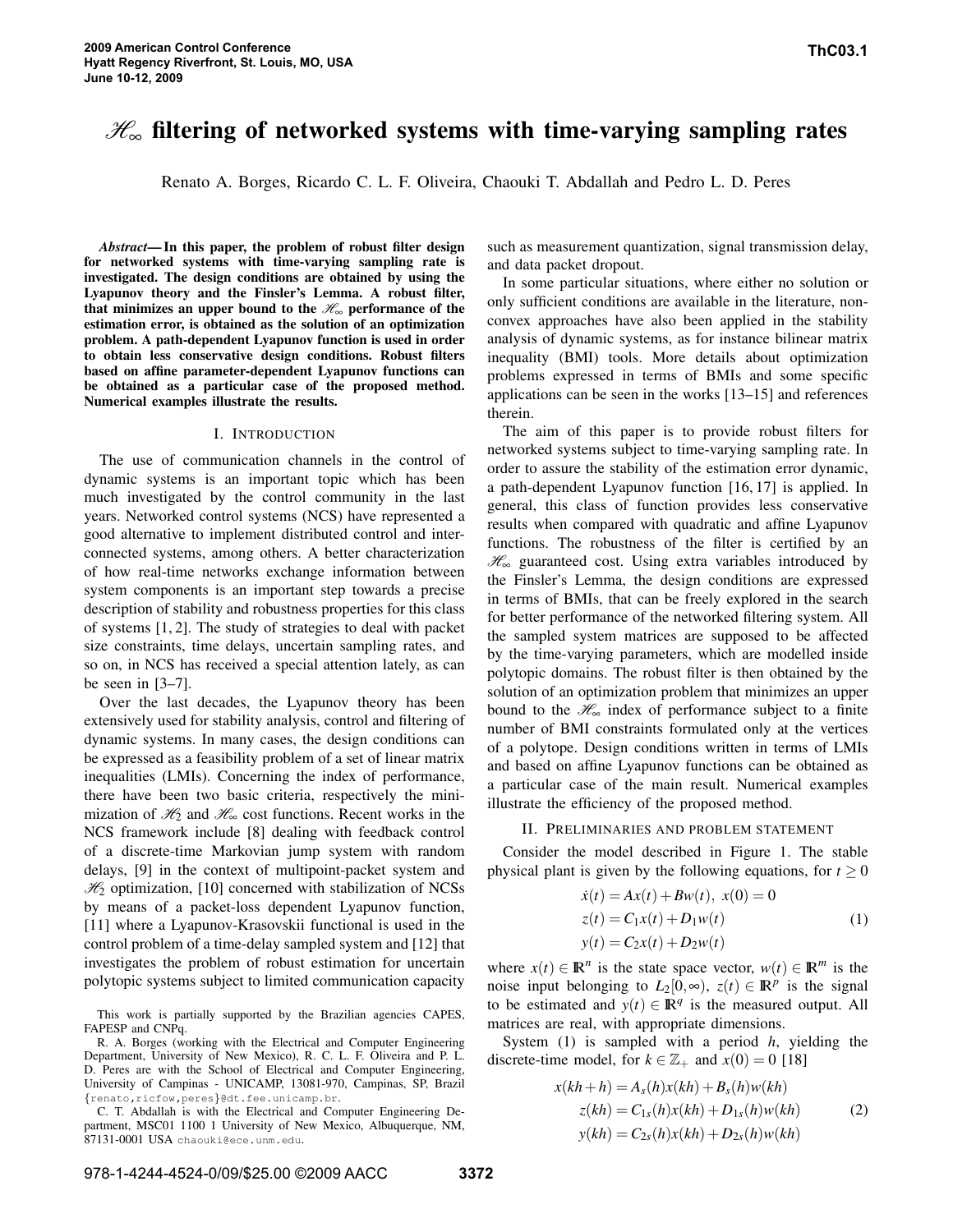# $\mathscr{H}_\infty$ filtering of networked systems with time-varying sampling rates

Renato A. Borges, Ricardo C. L. F. Oliveira, Chaouki T. Abdallah and Pedro L. D. Peres

***Abstract*— In this paper, the problem of robust filter design for networked systems with time-varying sampling rate is investigated. The design conditions are obtained by using the Lyapunov theory and the Finsler's Lemma. A robust filter, that minimizes an upper bound to the $\mathscr{H}_\infty$ performance of the estimation error, is obtained as the solution of an optimization problem. A path-dependent Lyapunov function is used in order to obtain less conservative design conditions. Robust filters based on affine parameter-dependent Lyapunov functions can be obtained as a particular case of the proposed method. Numerical examples illustrate the results.**

## I. Introduction

The use of communication channels in the control of dynamic systems is an important topic which has been much investigated by the control community in the last years. Networked control systems (NCS) have represented a good alternative to implement distributed control and interconnected systems, among others. A better characterization of how real-time networks exchange information between system components is an important step towards a precise description of stability and robustness properties for this class of systems [1, 2]. The study of strategies to deal with packet size constraints, time delays, uncertain sampling rates, and so on, in NCS has received a special attention lately, as can be seen in [3–7].

Over the last decades, the Lyapunov theory has been extensively used for stability analysis, control and filtering of dynamic systems. In many cases, the design conditions can be expressed as a feasibility problem of a set of linear matrix inequalities (LMIs). Concerning the index of performance, there have been two basic criteria, respectively the minimization of $\mathscr{H}_2$ and $\mathscr{H}_\infty$ cost functions. Recent works in the NCS framework include [8] dealing with feedback control of a discrete-time Markovian jump system with random delays, [9] in the context of multipoint-packet system and $\mathscr{H}_2$ optimization, [10] concerned with stabilization of NCSs by means of a packet-loss dependent Lyapunov function, [11] where a Lyapunov-Krasovskii functional is used in the control problem of a time-delay sampled system and [12] that investigates the problem of robust estimation for uncertain polytopic systems subject to limited communication capacity such as measurement quantization, signal transmission delay, and data packet dropout.

In some particular situations, where either no solution or only sufficient conditions are available in the literature, nonconvex approaches have also been applied in the stability analysis of dynamic systems, as for instance bilinear matrix inequality (BMI) tools. More details about optimization problems expressed in terms of BMIs and some specific applications can be seen in the works [13–15] and references therein.

The aim of this paper is to provide robust filters for networked systems subject to time-varying sampling rate. In order to assure the stability of the estimation error dynamic, a path-dependent Lyapunov function [16, 17] is applied. In general, this class of function provides less conservative results when compared with quadratic and affine Lyapunov functions. The robustness of the filter is certified by an $\mathscr{H}_\infty$ guaranteed cost. Using extra variables introduced by the Finsler's Lemma, the design conditions are expressed in terms of BMIs, that can be freely explored in the search for better performance of the networked filtering system. All the sampled system matrices are supposed to be affected by the time-varying parameters, which are modelled inside polytopic domains. The robust filter is then obtained by the solution of an optimization problem that minimizes an upper bound to the $\mathscr{H}_\infty$ index of performance subject to a finite number of BMI constraints formulated only at the vertices of a polytope. Design conditions written in terms of LMIs and based on affine Lyapunov functions can be obtained as a particular case of the main result. Numerical examples illustrate the efficiency of the proposed method.

## II. Preliminaries and problem statement

Consider the model described in Figure 1. The stable physical plant is given by the following equations, for $t \geq 0$

$$
\begin{aligned}
\dot{x}(t) &= Ax(t) + Bw(t), \ x(0) = 0 \\
z(t) &= C_1 x(t) + D_1 w(t) \\
y(t) &= C_2 x(t) + D_2 w(t)
\end{aligned}
\tag{1}
$$

where $x(t) \in \mathbb{R}^n$ is the state space vector, $w(t) \in \mathbb{R}^m$ is the noise input belonging to $L_2[0,\infty)$, $z(t) \in \mathbb{R}^p$ is the signal to be estimated and $y(t) \in \mathbb{R}^q$ is the measured output. All matrices are real, with appropriate dimensions.

System (1) is sampled with a period $h$, yielding the discrete-time model, for $k \in \mathbb{Z}_+$ and $x(0) = 0$ [18]

$$
\begin{aligned}
x(kh+h) &= A_s(h)x(kh) + B_s(h)w(kh) \\
z(kh) &= C_{1s}(h)x(kh) + D_{1s}(h)w(kh) \\
y(kh) &= C_{2s}(h)x(kh) + D_{2s}(h)w(kh)
\end{aligned}
\tag{2}
$$

This work is partially supported by the Brazilian agencies CAPES, FAPESP and CNPq.

R. A. Borges (working with the Electrical and Computer Engineering Department, University of New Mexico), R. C. L. F. Oliveira and P. L. D. Peres are with the School of Electrical and Computer Engineering, University of Campinas - UNICAMP, 13081-970, Campinas, SP, Brazil {renato,ricfow,peres}@dt.fee.unicamp.br.

C. T. Abdallah is with the Electrical and Computer Engineering Department, MSC01 1100 1 University of New Mexico, Albuquerque, NM, 87131-0001 USA chaouki@ece.unm.edu.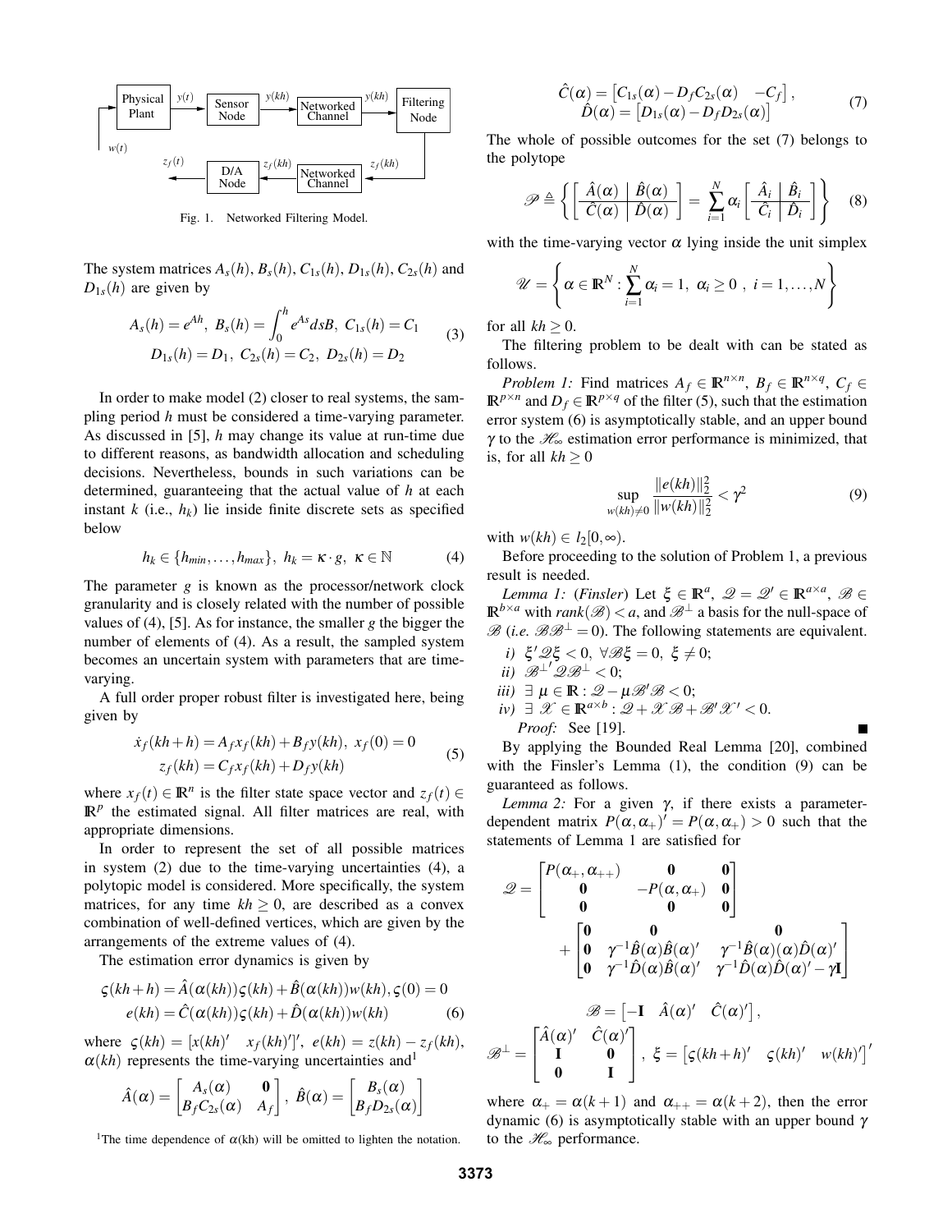Fig. 1. Networked Filtering Model.

The system matrices $A_s(h)$, $B_s(h)$, $C_{1s}(h)$, $D_{1s}(h)$, $C_{2s}(h)$ and $D_{1s}(h)$ are given by

$$
\begin{aligned}
A_s(h) = e^{Ah},\ B_s(h) = \int_0^h e^{As} ds B,\ C_{1s}(h) = C_1 \\
D_{1s}(h) = D_1,\ C_{2s}(h) = C_2,\ D_{2s}(h) = D_2
\end{aligned}
\tag{3}
$$

In order to make model (2) closer to real systems, the sampling period $h$ must be considered a time-varying parameter. As discussed in [5], $h$ may change its value at run-time due to different reasons, as bandwidth allocation and scheduling decisions. Nevertheless, bounds in such variations can be determined, guaranteeing that the actual value of $h$ at each instant $k$ (i.e., $h_k$) lie inside finite discrete sets as specified below

$$
h_k \in \{h_{min}, \ldots, h_{max}\},\ h_k = \kappa \cdot g,\ \kappa \in \mathbb{N} \tag{4}
$$

The parameter $g$ is known as the processor/network clock granularity and is closely related with the number of possible values of (4), [5]. As for instance, the smaller $g$ the bigger the number of elements of (4). As a result, the sampled system becomes an uncertain system with parameters that are time-varying.

A full order proper robust filter is investigated here, being given by

$$
\begin{aligned}
\dot{x}_f(kh+h) = A_f x_f(kh) + B_f y(kh),\ x_f(0) = 0 \\
z_f(kh) = C_f x_f(kh) + D_f y(kh)
\end{aligned}
\tag{5}
$$

where $x_f(t) \in \mathbb{R}^n$ is the filter state space vector and $z_f(t) \in \mathbb{R}^p$ the estimated signal. All filter matrices are real, with appropriate dimensions.

In order to represent the set of all possible matrices in system (2) due to the time-varying uncertainties (4), a polytopic model is considered. More specifically, the system matrices, for any time $kh \geq 0$, are described as a convex combination of well-defined vertices, which are given by the arrangements of the extreme values of (4).

The estimation error dynamics is given by

$$
\begin{aligned}
\varsigma(kh+h) &= \hat{A}(\alpha(kh))\varsigma(kh) + \hat{B}(\alpha(kh))w(kh), \varsigma(0) = 0 \\
e(kh) &= \hat{C}(\alpha(kh))\varsigma(kh) + \hat{D}(\alpha(kh))w(kh)
\end{aligned}
\tag{6}
$$

where $\varsigma(kh) = \begin{bmatrix} x(kh)' & x_f(kh)' \end{bmatrix}'$, $e(kh) = z(kh) - z_f(kh)$, $\alpha(kh)$ represents the time-varying uncertainties and[1]

$$
\hat{A}(\alpha) = \begin{bmatrix} A_s(\alpha) & \mathbf{0} \\ B_f C_{2s}(\alpha) & A_f \end{bmatrix},\ \hat{B}(\alpha) = \begin{bmatrix} B_s(\alpha) \\ B_f D_{2s}(\alpha) \end{bmatrix}
$$

$$
\begin{aligned}
\hat{C}(\alpha) &= \begin{bmatrix} C_{1s}(\alpha) - D_f C_{2s}(\alpha) & -C_f \end{bmatrix}, \\
\hat{D}(\alpha) &= \begin{bmatrix} D_{1s}(\alpha) - D_f D_{2s}(\alpha) \end{bmatrix}
\end{aligned}
\tag{7}
$$

The whole of possible outcomes for the set (7) belongs to the polytope

$$
\mathscr{P} \triangleq \left\{ \left[ \begin{array}{c|c} \hat{A}(\alpha) & \hat{B}(\alpha) \\ \hline \hat{C}(\alpha) & \hat{D}(\alpha) \end{array} \right] = \sum_{i=1}^{N} \alpha_i \left[ \begin{array}{c|c} \hat{A}_i & \hat{B}_i \\ \hline \hat{C}_i & \hat{D}_i \end{array} \right] \right\} \tag{8}
$$

with the time-varying vector $\alpha$ lying inside the unit simplex

$$
\mathscr{U} = \left\{ \alpha \in \mathbb{R}^N : \sum_{i=1}^{N} \alpha_i = 1,\ \alpha_i \geq 0\ ,\ i = 1, \ldots, N \right\}
$$

for all $kh \geq 0$.

The filtering problem to be dealt with can be stated as follows.

*Problem 1:* Find matrices $A_f \in \mathbb{R}^{n \times n}$, $B_f \in \mathbb{R}^{n \times q}$, $C_f \in \mathbb{R}^{p \times n}$ and $D_f \in \mathbb{R}^{p \times q}$ of the filter (5), such that the estimation error system (6) is asymptotically stable, and an upper bound $\gamma$ to the $\mathscr{H}_\infty$ estimation error performance is minimized, that is, for all $kh \geq 0$

$$
\sup_{w(kh) \neq 0} \frac{\|e(kh)\|_2^2}{\|w(kh)\|_2^2} < \gamma^2 \tag{9}
$$

with $w(kh) \in l_2[0, \infty)$.

Before proceeding to the solution of Problem 1, a previous result is needed.

*Lemma 1:* (*Finsler*) Let $\xi \in \mathbb{R}^a$, $\mathscr{Q} = \mathscr{Q}' \in \mathbb{R}^{a \times a}$, $\mathscr{B} \in \mathbb{R}^{b \times a}$ with $rank(\mathscr{B}) < a$, and $\mathscr{B}^\perp$ a basis for the null-space of $\mathscr{B}$ (*i.e.* $\mathscr{B}\mathscr{B}^\perp = 0$). The following statements are equivalent.

*i)* $\xi' \mathscr{Q} \xi < 0,\ \forall \mathscr{B}\xi = 0,\ \xi \neq 0$;

*ii)* ${\mathscr{B}^\perp}' \mathscr{Q} \mathscr{B}^\perp < 0$;

*iii)* $\exists\ \mu \in \mathbb{R} : \mathscr{Q} - \mu \mathscr{B}' \mathscr{B} < 0$;

*iv)* $\exists\ \mathscr{X} \in \mathbb{R}^{a \times b} : \mathscr{Q} + \mathscr{X}\mathscr{B} + \mathscr{B}'\mathscr{X}' < 0$.

*Proof:* See [19]. ∎

By applying the Bounded Real Lemma [20], combined with the Finsler's Lemma (1), the condition (9) can be guaranteed as follows.

*Lemma 2:* For a given $\gamma$, if there exists a parameter-dependent matrix $P(\alpha, \alpha_+)' = P(\alpha, \alpha_+) > 0$ such that the statements of Lemma 1 are satisfied for

$$
\mathscr{Q} = \begin{bmatrix} P(\alpha_+, \alpha_{++}) & \mathbf{0} & \mathbf{0} \\ \mathbf{0} & -P(\alpha, \alpha_+) & \mathbf{0} \\ \mathbf{0} & \mathbf{0} & \mathbf{0} \end{bmatrix} + \begin{bmatrix} \mathbf{0} & \mathbf{0} & \mathbf{0} \\ \mathbf{0} & \gamma^{-1}\hat{B}(\alpha)\hat{B}(\alpha)' & \gamma^{-1}\hat{B}(\alpha)(\alpha)\hat{D}(\alpha)' \\ \mathbf{0} & \gamma^{-1}\hat{D}(\alpha)\hat{B}(\alpha)' & \gamma^{-1}\hat{D}(\alpha)\hat{D}(\alpha)' - \gamma\mathbf{I} \end{bmatrix}
$$

$$
\mathscr{B} = \begin{bmatrix} -\mathbf{I} & \hat{A}(\alpha)' & \hat{C}(\alpha)' \end{bmatrix},
$$

$$
\mathscr{B}^\perp = \begin{bmatrix} \hat{A}(\alpha)' & \hat{C}(\alpha)' \\ \mathbf{I} & \mathbf{0} \\ \mathbf{0} & \mathbf{I} \end{bmatrix},\ \xi = \begin{bmatrix} \varsigma(kh+h)' & \varsigma(kh)' & w(kh)' \end{bmatrix}'
$$

where $\alpha_+ = \alpha(k+1)$ and $\alpha_{++} = \alpha(k+2)$, then the error dynamic (6) is asymptotically stable with an upper bound $\gamma$ to the $\mathscr{H}_\infty$ performance.

[1]The time dependence of $\alpha$(kh) will be omitted to lighten the notation.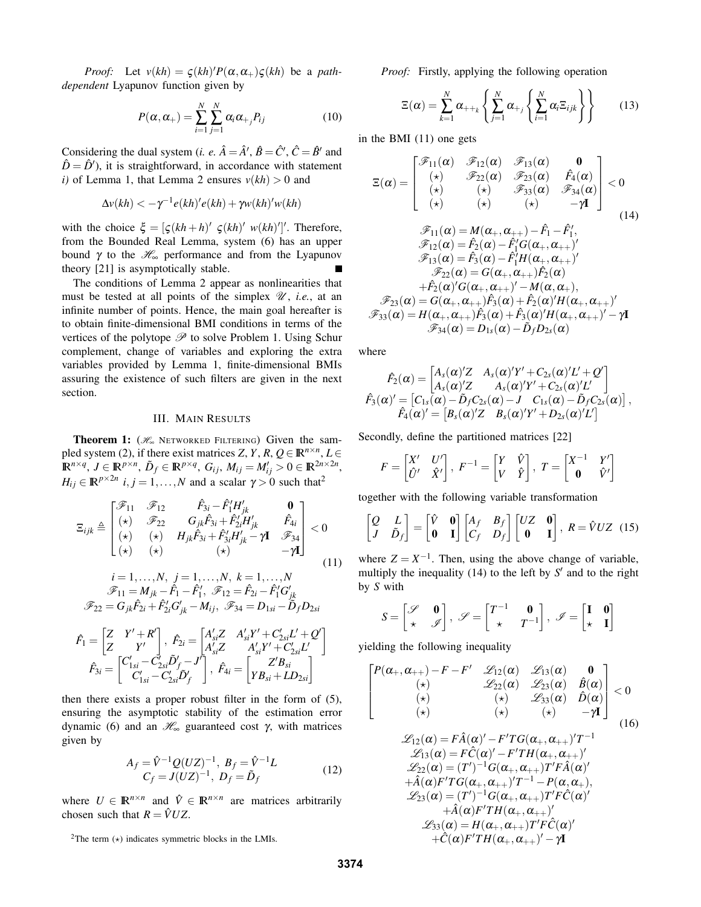*Proof:* Let $v(kh) = \varsigma(kh)' P(\alpha, \alpha_+) \varsigma(kh)$ be a *path-dependent* Lyapunov function given by

$$P(\alpha, \alpha_+) = \sum_{i=1}^{N} \sum_{j=1}^{N} \alpha_i \alpha_{+_j} P_{ij} \tag{10}$$

Considering the dual system (*i. e.* $\hat{A} = \hat{A}'$, $\hat{B} = \hat{C}'$, $\hat{C} = \hat{B}'$ and $\hat{D} = \hat{D}'$), it is straightforward, in accordance with statement *i)* of Lemma 1, that Lemma 2 ensures $v(kh) > 0$ and

$$\Delta v(kh) < -\gamma^{-1} e(kh)' e(kh) + \gamma w(kh)' w(kh)$$

with the choice $\xi = [\varsigma(kh+h)' \ \varsigma(kh)' \ w(kh)']'$. Therefore, from the Bounded Real Lemma, system (6) has an upper bound $\gamma$ to the $\mathscr{H}_\infty$ performance and from the Lyapunov theory [21] is asymptotically stable. ∎

The conditions of Lemma 2 appear as nonlinearities that must be tested at all points of the simplex $\mathscr{U}$, *i.e.*, at an infinite number of points. Hence, the main goal hereafter is to obtain finite-dimensional BMI conditions in terms of the vertices of the polytope $\mathscr{P}$ to solve Problem 1. Using Schur complement, change of variables and exploring the extra variables provided by Lemma 1, finite-dimensional BMIs assuring the existence of such filters are given in the next section.

## III. Main Results

**Theorem 1:** ($\mathscr{H}_\infty$ Networked Filtering) Given the sampled system (2), if there exist matrices $Z, Y, R, Q \in \mathbb{R}^{n\times n}$, $L \in \mathbb{R}^{n\times q}$, $J \in \mathbb{R}^{p\times n}$, $\tilde{D}_f \in \mathbb{R}^{p\times q}$, $G_{ij}$, $M_{ij} = M_{ij}' > 0 \in \mathbb{R}^{2n\times 2n}$, $H_{ij} \in \mathbb{R}^{p\times 2n}$ $i, j = 1, \ldots, N$ and a scalar $\gamma > 0$ such that[2]

$$\Xi_{ijk} \triangleq \begin{bmatrix} \mathscr{F}_{11} & \mathscr{F}_{12} & \hat{F}_{3i} - \hat{F}_1' H_{jk}' & \mathbf{0} \\ (\star) & \mathscr{F}_{22} & G_{jk}\hat{F}_{3i} + \hat{F}_{2i}' H_{jk}' & \hat{F}_{4i} \\ (\star) & (\star) & H_{jk}\hat{F}_{3i} + \hat{F}_{3i}' H_{jk}' - \gamma \mathbf{I} & \mathscr{F}_{34} \\ (\star) & (\star) & (\star) & -\gamma \mathbf{I} \end{bmatrix} < 0 \tag{11}$$

$$i = 1, \ldots, N, \ j = 1, \ldots, N, \ k = 1, \ldots, N$$
$$\mathscr{F}_{11} = M_{jk} - \hat{F}_1 - \hat{F}_1', \ \mathscr{F}_{12} = \hat{F}_{2i} - \hat{F}_1' G_{jk}'$$
$$\mathscr{F}_{22} = G_{jk}\hat{F}_{2i} + \hat{F}_{2i}' G_{jk}' - M_{ij}, \ \mathscr{F}_{34} = D_{1si} - \tilde{D}_f D_{2si}$$

$$\hat{F}_1 = \begin{bmatrix} Z & Y' + R' \\ Z & Y' \end{bmatrix}, \ \hat{F}_{2i} = \begin{bmatrix} A_{si}' Z & A_{si}' Y' + C_{2si}' L' + Q' \\ A_{si}' Z & A_{si}' Y' + C_{2si}' L' \end{bmatrix}$$
$$\hat{F}_{3i} = \begin{bmatrix} C_{1si}' - C_{2si}' \tilde{D}_f' - J' \\ C_{1si}' - C_{2si}' \tilde{D}_f' \end{bmatrix}, \ \hat{F}_{4i} = \begin{bmatrix} Z' B_{si} \\ Y B_{si} + L D_{2si} \end{bmatrix}$$

then there exists a proper robust filter in the form of (5), ensuring the asymptotic stability of the estimation error dynamic (6) and an $\mathscr{H}_\infty$ guaranteed cost $\gamma$, with matrices given by

$$\begin{gathered} A_f = \hat{V}^{-1} Q (UZ)^{-1}, \ B_f = \hat{V}^{-1} L \\ C_f = J (UZ)^{-1}, \ D_f = \tilde{D}_f \end{gathered} \tag{12}$$

where $U \in \mathbb{R}^{n\times n}$ and $\hat{V} \in \mathbb{R}^{n\times n}$ are matrices arbitrarily chosen such that $R = \hat{V} U Z$.

[2] The term $(\star)$ indicates symmetric blocks in the LMIs.

*Proof:* Firstly, applying the following operation

$$\Xi(\alpha) = \sum_{k=1}^{N} \alpha_{++_k} \left\{ \sum_{j=1}^{N} \alpha_{+_j} \left\{ \sum_{i=1}^{N} \alpha_i \Xi_{ijk} \right\} \right\} \tag{13}$$

in the BMI (11) one gets

$$\Xi(\alpha) = \begin{bmatrix} \mathscr{F}_{11}(\alpha) & \mathscr{F}_{12}(\alpha) & \mathscr{F}_{13}(\alpha) & \mathbf{0} \\ (\star) & \mathscr{F}_{22}(\alpha) & \mathscr{F}_{23}(\alpha) & \hat{F}_4(\alpha) \\ (\star) & (\star) & \mathscr{F}_{33}(\alpha) & \mathscr{F}_{34}(\alpha) \\ (\star) & (\star) & (\star) & -\gamma \mathbf{I} \end{bmatrix} < 0 \tag{14}$$

$$\begin{gathered} \mathscr{F}_{11}(\alpha) = M(\alpha_+, \alpha_{++}) - \hat{F}_1 - \hat{F}_1', \\ \mathscr{F}_{12}(\alpha) = \hat{F}_2(\alpha) - \hat{F}_1' G(\alpha_+, \alpha_{++})' \\ \mathscr{F}_{13}(\alpha) = \hat{F}_3(\alpha) - \hat{F}_1' H(\alpha_+, \alpha_{++})' \\ \mathscr{F}_{22}(\alpha) = G(\alpha_+, \alpha_{++}) \hat{F}_2(\alpha) \\ + \hat{F}_2(\alpha)' G(\alpha_+, \alpha_{++})' - M(\alpha, \alpha_+), \\ \mathscr{F}_{23}(\alpha) = G(\alpha_+, \alpha_{++}) \hat{F}_3(\alpha) + \hat{F}_2(\alpha)' H(\alpha_+, \alpha_{++})' \\ \mathscr{F}_{33}(\alpha) = H(\alpha_+, \alpha_{++}) \hat{F}_3(\alpha) + \hat{F}_3(\alpha)' H(\alpha_+, \alpha_{++})' - \gamma \mathbf{I} \\ \mathscr{F}_{34}(\alpha) = D_{1s}(\alpha) - \tilde{D}_f D_{2s}(\alpha) \end{gathered}$$

where

$$\begin{gathered} \hat{F}_2(\alpha) = \begin{bmatrix} A_s(\alpha)' Z & A_s(\alpha)' Y' + C_{2s}(\alpha)' L' + Q' \\ A_s(\alpha)' Z & A_s(\alpha)' Y' + C_{2s}(\alpha)' L' \end{bmatrix} \\ \hat{F}_3(\alpha)' = \begin{bmatrix} C_{1s}(\alpha) - \tilde{D}_f C_{2s}(\alpha) - J & C_{1s}(\alpha) - \tilde{D}_f C_{2s}(\alpha) \end{bmatrix}, \\ \hat{F}_4(\alpha)' = \begin{bmatrix} B_s(\alpha)' Z & B_s(\alpha)' Y' + D_{2s}(\alpha)' L' \end{bmatrix} \end{gathered}$$

Secondly, define the partitioned matrices [22]

$$F = \begin{bmatrix} X' & U' \\ \hat{U}' & \hat{X}' \end{bmatrix}, \ F^{-1} = \begin{bmatrix} Y & \hat{V} \\ V & \hat{Y} \end{bmatrix}, \ T = \begin{bmatrix} X^{-1} & Y' \\ \mathbf{0} & \hat{V}' \end{bmatrix}$$

together with the following variable transformation

$$\begin{bmatrix} Q & L \\ J & \tilde{D}_f \end{bmatrix} = \begin{bmatrix} \hat{V} & \mathbf{0} \\ \mathbf{0} & \mathbf{I} \end{bmatrix} \begin{bmatrix} A_f & B_f \\ C_f & D_f \end{bmatrix} \begin{bmatrix} UZ & \mathbf{0} \\ \mathbf{0} & \mathbf{I} \end{bmatrix}, \ R = \hat{V} U Z \tag{15}$$

where $Z = X^{-1}$. Then, using the above change of variable, multiply the inequality (14) to the left by $S'$ and to the right by $S$ with

$$S = \begin{bmatrix} \mathscr{S} & \mathbf{0} \\ \star & \mathscr{I} \end{bmatrix}, \ \mathscr{S} = \begin{bmatrix} T^{-1} & \mathbf{0} \\ \star & T^{-1} \end{bmatrix}, \ \mathscr{I} = \begin{bmatrix} \mathbf{I} & \mathbf{0} \\ \star & \mathbf{I} \end{bmatrix}$$

yielding the following inequality

$$\begin{bmatrix} P(\alpha_+, \alpha_{++}) - F - F' & \mathscr{L}_{12}(\alpha) & \mathscr{L}_{13}(\alpha) & \mathbf{0} \\ (\star) & \mathscr{L}_{22}(\alpha) & \mathscr{L}_{23}(\alpha) & \hat{B}(\alpha) \\ (\star) & (\star) & \mathscr{L}_{33}(\alpha) & \hat{D}(\alpha) \\ (\star) & (\star) & (\star) & -\gamma \mathbf{I} \end{bmatrix} < 0 \tag{16}$$

$$\begin{gathered} \mathscr{L}_{12}(\alpha) = F \hat{A}(\alpha)' - F' T G(\alpha_+, \alpha_{++})' T^{-1} \\ \mathscr{L}_{13}(\alpha) = F \hat{C}(\alpha)' - F' T H(\alpha_+, \alpha_{++})' \\ \mathscr{L}_{22}(\alpha) = (T')^{-1} G(\alpha_+, \alpha_{++}) T' F \hat{A}(\alpha)' \\ + \hat{A}(\alpha) F' T G(\alpha_+, \alpha_{++})' T^{-1} - P(\alpha, \alpha_+), \\ \mathscr{L}_{23}(\alpha) = (T')^{-1} G(\alpha_+, \alpha_{++}) T' F \hat{C}(\alpha)' \\ + \hat{A}(\alpha) F' T H(\alpha_+, \alpha_{++})' \\ \mathscr{L}_{33}(\alpha) = H(\alpha_+, \alpha_{++}) T' F \hat{C}(\alpha)' \\ + \hat{C}(\alpha) F' T H(\alpha_+, \alpha_{++})' - \gamma \mathbf{I} \end{gathered}$$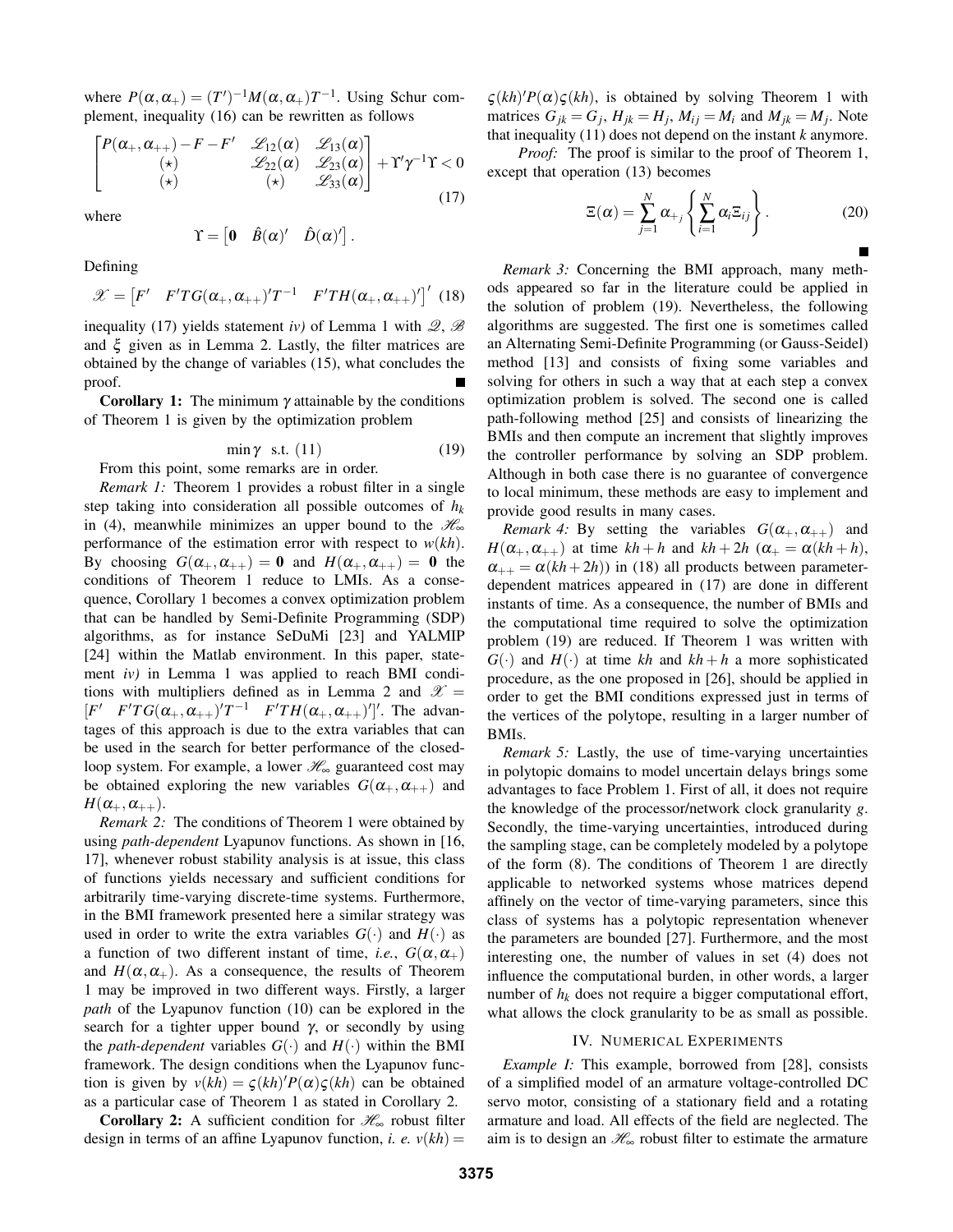where $P(\alpha,\alpha_+) = (T')^{-1}M(\alpha,\alpha_+)T^{-1}$. Using Schur complement, inequality (16) can be rewritten as follows

$$\begin{bmatrix} P(\alpha_+,\alpha_{++}) - F - F' & \mathscr{L}_{12}(\alpha) & \mathscr{L}_{13}(\alpha) \\ (\star) & \mathscr{L}_{22}(\alpha) & \mathscr{L}_{23}(\alpha) \\ (\star) & (\star) & \mathscr{L}_{33}(\alpha) \end{bmatrix} + \Upsilon'\gamma^{-1}\Upsilon < 0 \tag{17}$$

where

$$\Upsilon = \begin{bmatrix} \mathbf{0} & \hat{B}(\alpha)' & \hat{D}(\alpha)' \end{bmatrix}.$$

Defining

$$\mathscr{X} = \begin{bmatrix} F' & F'TG(\alpha_+,\alpha_{++})'T^{-1} & F'TH(\alpha_+,\alpha_{++})' \end{bmatrix}' \tag{18}$$

inequality (17) yields statement *iv)* of Lemma 1 with $\mathscr{Q}$, $\mathscr{B}$ and $\xi$ given as in Lemma 2. Lastly, the filter matrices are obtained by the change of variables (15), what concludes the proof. ∎

**Corollary 1:** The minimum $\gamma$ attainable by the conditions of Theorem 1 is given by the optimization problem

$$\min \gamma \quad \text{s.t. } (11) \tag{19}$$

From this point, some remarks are in order.

*Remark 1:* Theorem 1 provides a robust filter in a single step taking into consideration all possible outcomes of $h_k$ in (4), meanwhile minimizes an upper bound to the $\mathscr{H}_\infty$ performance of the estimation error with respect to $w(kh)$. By choosing $G(\alpha_+,\alpha_{++}) = \mathbf{0}$ and $H(\alpha_+,\alpha_{++}) = \mathbf{0}$ the conditions of Theorem 1 reduce to LMIs. As a consequence, Corollary 1 becomes a convex optimization problem that can be handled by Semi-Definite Programming (SDP) algorithms, as for instance SeDuMi [23] and YALMIP [24] within the Matlab environment. In this paper, statement *iv)* in Lemma 1 was applied to reach BMI conditions with multipliers defined as in Lemma 2 and $\mathscr{X} = [F' \quad F'TG(\alpha_+,\alpha_{++})'T^{-1} \quad F'TH(\alpha_+,\alpha_{++})']'$. The advantages of this approach is due to the extra variables that can be used in the search for better performance of the closed-loop system. For example, a lower $\mathscr{H}_\infty$ guaranteed cost may be obtained exploring the new variables $G(\alpha_+,\alpha_{++})$ and $H(\alpha_+,\alpha_{++})$.

*Remark 2:* The conditions of Theorem 1 were obtained by using *path-dependent* Lyapunov functions. As shown in [16, 17], whenever robust stability analysis is at issue, this class of functions yields necessary and sufficient conditions for arbitrarily time-varying discrete-time systems. Furthermore, in the BMI framework presented here a similar strategy was used in order to write the extra variables $G(\cdot)$ and $H(\cdot)$ as a function of two different instant of time, *i.e.*, $G(\alpha,\alpha_+)$ and $H(\alpha,\alpha_+)$. As a consequence, the results of Theorem 1 may be improved in two different ways. Firstly, a larger *path* of the Lyapunov function (10) can be explored in the search for a tighter upper bound $\gamma$, or secondly by using the *path-dependent* variables $G(\cdot)$ and $H(\cdot)$ within the BMI framework. The design conditions when the Lyapunov function is given by $v(kh) = \varsigma(kh)'P(\alpha)\varsigma(kh)$ can be obtained as a particular case of Theorem 1 as stated in Corollary 2.

**Corollary 2:** A sufficient condition for $\mathscr{H}_\infty$ robust filter design in terms of an affine Lyapunov function, *i. e.* $v(kh) = \varsigma(kh)'P(\alpha)\varsigma(kh)$, is obtained by solving Theorem 1 with matrices $G_{jk} = G_j$, $H_{jk} = H_j$, $M_{ij} = M_i$ and $M_{jk} = M_j$. Note that inequality (11) does not depend on the instant $k$ anymore.

*Proof:* The proof is similar to the proof of Theorem 1, except that operation (13) becomes

$$\Xi(\alpha) = \sum_{j=1}^{N} \alpha_{+_j} \left\{ \sum_{i=1}^{N} \alpha_i \Xi_{ij} \right\}. \tag{20}$$

∎

*Remark 3:* Concerning the BMI approach, many methods appeared so far in the literature could be applied in the solution of problem (19). Nevertheless, the following algorithms are suggested. The first one is sometimes called an Alternating Semi-Definite Programming (or Gauss-Seidel) method [13] and consists of fixing some variables and solving for others in such a way that at each step a convex optimization problem is solved. The second one is called path-following method [25] and consists of linearizing the BMIs and then compute an increment that slightly improves the controller performance by solving an SDP problem. Although in both case there is no guarantee of convergence to local minimum, these methods are easy to implement and provide good results in many cases.

*Remark 4:* By setting the variables $G(\alpha_+,\alpha_{++})$ and $H(\alpha_+,\alpha_{++})$ at time $kh+h$ and $kh+2h$ ($\alpha_+ = \alpha(kh+h)$, $\alpha_{++} = \alpha(kh+2h)$) in (18) all products between parameter-dependent matrices appeared in (17) are done in different instants of time. As a consequence, the number of BMIs and the computational time required to solve the optimization problem (19) are reduced. If Theorem 1 was written with $G(\cdot)$ and $H(\cdot)$ at time $kh$ and $kh+h$ a more sophisticated procedure, as the one proposed in [26], should be applied in order to get the BMI conditions expressed just in terms of the vertices of the polytope, resulting in a larger number of BMIs.

*Remark 5:* Lastly, the use of time-varying uncertainties in polytopic domains to model uncertain delays brings some advantages to face Problem 1. First of all, it does not require the knowledge of the processor/network clock granularity $g$. Secondly, the time-varying uncertainties, introduced during the sampling stage, can be completely modeled by a polytope of the form (8). The conditions of Theorem 1 are directly applicable to networked systems whose matrices depend affinely on the vector of time-varying parameters, since this class of systems has a polytopic representation whenever the parameters are bounded [27]. Furthermore, and the most interesting one, the number of values in set (4) does not influence the computational burden, in other words, a larger number of $h_k$ does not require a bigger computational effort, what allows the clock granularity to be as small as possible.

## IV. Numerical Experiments

*Example 1:* This example, borrowed from [28], consists of a simplified model of an armature voltage-controlled DC servo motor, consisting of a stationary field and a rotating armature and load. All effects of the field are neglected. The aim is to design an $\mathscr{H}_\infty$ robust filter to estimate the armature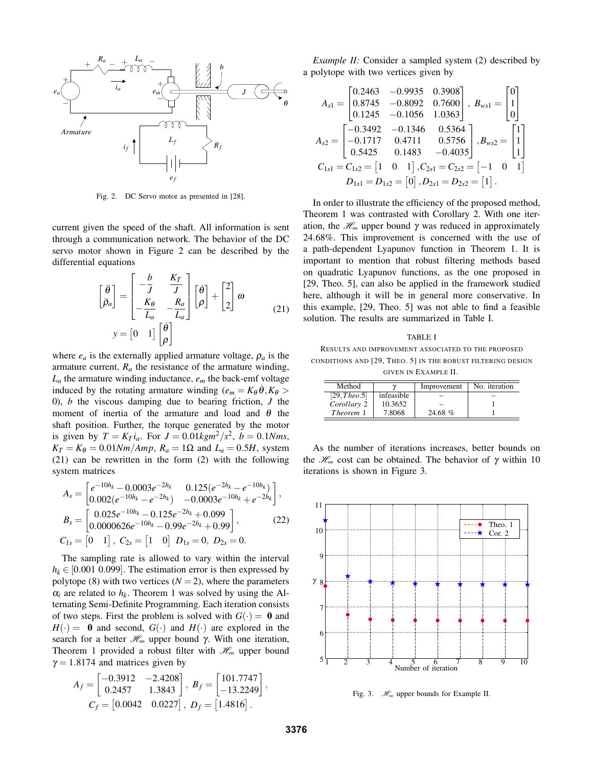Fig. 2. DC Servo motor as presented in [28].

current given the speed of the shaft. All information is sent through a communication network. The behavior of the DC servo motor shown in Figure 2 can be described by the differential equations

$$\begin{bmatrix}\ddot{\theta}\\ \dot{\rho}_a\end{bmatrix} = \begin{bmatrix}-\frac{b}{J} & \frac{K_T}{J}\\ -\frac{K_\theta}{L_a} & -\frac{R_a}{L_a}\end{bmatrix}\begin{bmatrix}\dot{\theta}\\ \rho\end{bmatrix} + \begin{bmatrix}2\\2\end{bmatrix}\omega$$
$$y = \begin{bmatrix}0 & 1\end{bmatrix}\begin{bmatrix}\dot{\theta}\\ \rho\end{bmatrix} \tag{21}$$

where $e_a$ is the externally applied armature voltage, $\rho_a$ is the armature current, $R_a$ the resistance of the armature winding, $L_a$ the armature winding inductance, $e_m$ the back-emf voltage induced by the rotating armature winding ($e_m = K_\theta \dot{\theta}, K_\theta > 0$), $b$ the viscous damping due to bearing friction, $J$ the moment of inertia of the armature and load and $\theta$ the shaft position. Further, the torque generated by the motor is given by $T = K_T i_a$. For $J = 0.01kgm^2/s^2$, $b = 0.1Nms$, $K_T = K_\theta = 0.01Nm/Amp$, $R_a = 1\Omega$ and $L_a = 0.5H$, system (21) can be rewritten in the form (2) with the following system matrices

$$A_s = \begin{bmatrix}e^{-10h_k} - 0.0003e^{-2h_k} & 0.125(e^{-2h_k} - e^{-10h_k})\\ 0.002(e^{-10h_k} - e^{-2h_k}) & -0.0003e^{-10h_k} + e^{-2h_k}\end{bmatrix},$$
$$B_s = \begin{bmatrix}0.025e^{-10h_k} - 0.125e^{-2h_k} + 0.099\\ 0.0000626e^{-10h_k} - 0.99e^{-2h_k} + 0.99\end{bmatrix}, \tag{22}$$
$$C_{1s} = \begin{bmatrix}0 & 1\end{bmatrix},\ C_{2s} = \begin{bmatrix}1 & 0\end{bmatrix}\ D_{1s} = 0,\ D_{2s} = 0.$$

The sampling rate is allowed to vary within the interval $h_k \in [0.001\ 0.099]$. The estimation error is then expressed by polytope (8) with two vertices ($N = 2$), where the parameters $\alpha_i$ are related to $h_k$. Theorem 1 was solved by using the Alternating Semi-Definite Programming. Each iteration consists of two steps. First the problem is solved with $G(\cdot) = \mathbf{0}$ and $H(\cdot) = \mathbf{0}$ and second, $G(\cdot)$ and $H(\cdot)$ are explored in the search for a better $\mathscr{H}_\infty$ upper bound $\gamma$. With one iteration, Theorem 1 provided a robust filter with $\mathscr{H}_\infty$ upper bound $\gamma = 1.8174$ and matrices given by

$$A_f = \begin{bmatrix}-0.3912 & -2.4208\\ 0.2457 & 1.3843\end{bmatrix},\ B_f = \begin{bmatrix}101.7747\\ -13.2249\end{bmatrix},$$
$$C_f = \begin{bmatrix}0.0042 & 0.0227\end{bmatrix},\ D_f = \begin{bmatrix}1.4816\end{bmatrix}.$$

*Example II:* Consider a sampled system (2) described by a polytope with two vertices given by

$$A_{s1} = \begin{bmatrix}0.2463 & -0.9935 & 0.3908\\ 0.8745 & -0.8092 & 0.7600\\ 0.1245 & -0.1056 & 1.0363\end{bmatrix},\ B_{ws1} = \begin{bmatrix}0\\1\\0\end{bmatrix}$$
$$A_{s2} = \begin{bmatrix}-0.3492 & -0.1346 & 0.5364\\ -0.1717 & 0.4711 & 0.5756\\ 0.5425 & 0.1483 & -0.4035\end{bmatrix}, B_{ws2} = \begin{bmatrix}1\\1\\1\end{bmatrix}$$
$$C_{1s1} = C_{1s2} = \begin{bmatrix}1 & 0 & 1\end{bmatrix}, C_{2s1} = C_{2s2} = \begin{bmatrix}-1 & 0 & 1\end{bmatrix}$$
$$D_{1s1} = D_{1s2} = \begin{bmatrix}0\end{bmatrix}, D_{2s1} = D_{2s2} = \begin{bmatrix}1\end{bmatrix}.$$

In order to illustrate the efficiency of the proposed method, Theorem 1 was contrasted with Corollary 2. With one iteration, the $\mathscr{H}_\infty$ upper bound $\gamma$ was reduced in approximately 24.68%. This improvement is concerned with the use of a path-dependent Lyapunov function in Theorem 1. It is important to mention that robust filtering methods based on quadratic Lyapunov functions, as the one proposed in [29, Theo. 5], can also be applied in the framework studied here, although it will be in general more conservative. In this example, [29, Theo. 5] was not able to find a feasible solution. The results are summarized in Table I.

TABLE I

RESULTS AND IMPROVEMENT ASSOCIATED TO THE PROPOSED CONDITIONS AND [29, THEO. 5] IN THE ROBUST FILTERING DESIGN GIVEN IN EXAMPLE II.

| Method | $\gamma$ | Improvement | No. iteration |
|---|---|---|---|
| [29, *Theo.5*] | infeasible | – | – |
| *Corollary* 2 | 10.3652 | – | 1 |
| *Theorem* 1 | 7.8068 | 24.68 % | 1 |

As the number of iterations increases, better bounds on the $\mathscr{H}_\infty$ cost can be obtained. The behavior of $\gamma$ within 10 iterations is shown in Figure 3.

Fig. 3. $\mathscr{H}_\infty$ upper bounds for Example II.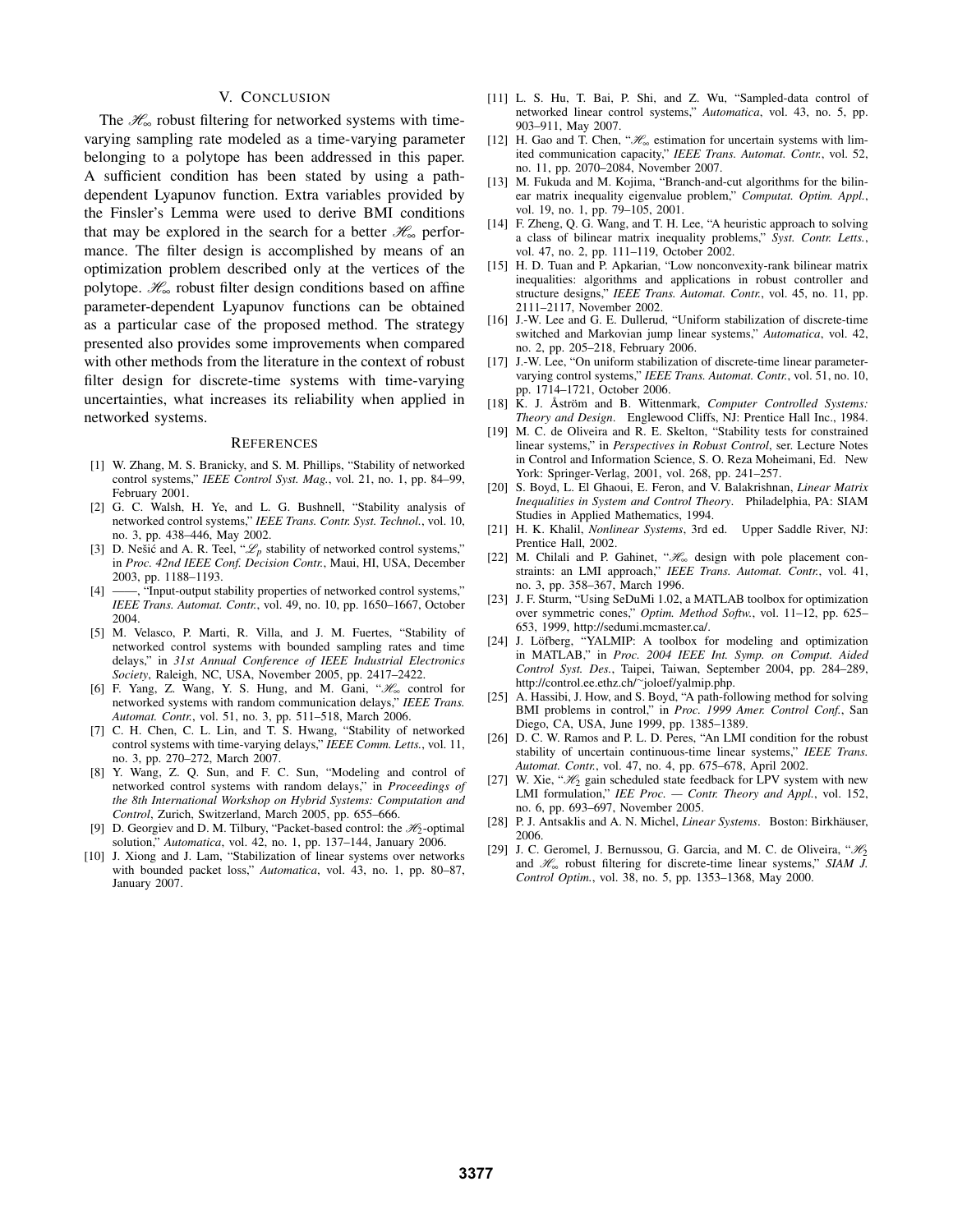## V. Conclusion

The $\mathscr{H}_\infty$ robust filtering for networked systems with time-varying sampling rate modeled as a time-varying parameter belonging to a polytope has been addressed in this paper. A sufficient condition has been stated by using a path-dependent Lyapunov function. Extra variables provided by the Finsler's Lemma were used to derive BMI conditions that may be explored in the search for a better $\mathscr{H}_\infty$ performance. The filter design is accomplished by means of an optimization problem described only at the vertices of the polytope. $\mathscr{H}_\infty$ robust filter design conditions based on affine parameter-dependent Lyapunov functions can be obtained as a particular case of the proposed method. The strategy presented also provides some improvements when compared with other methods from the literature in the context of robust filter design for discrete-time systems with time-varying uncertainties, what increases its reliability when applied in networked systems.

## References

[1] W. Zhang, M. S. Branicky, and S. M. Phillips, "Stability of networked control systems," *IEEE Control Syst. Mag.*, vol. 21, no. 1, pp. 84–99, February 2001.

[2] G. C. Walsh, H. Ye, and L. G. Bushnell, "Stability analysis of networked control systems," *IEEE Trans. Contr. Syst. Technol.*, vol. 10, no. 3, pp. 438–446, May 2002.

[3] D. Nešić and A. R. Teel, "$\mathscr{L}_p$ stability of networked control systems," in *Proc. 42nd IEEE Conf. Decision Contr.*, Maui, HI, USA, December 2003, pp. 1188–1193.

[4] ——, "Input-output stability properties of networked control systems," *IEEE Trans. Automat. Contr.*, vol. 49, no. 10, pp. 1650–1667, October 2004.

[5] M. Velasco, P. Marti, R. Villa, and J. M. Fuertes, "Stability of networked control systems with bounded sampling rates and time delays," in *31st Annual Conference of IEEE Industrial Electronics Society*, Raleigh, NC, USA, November 2005, pp. 2417–2422.

[6] F. Yang, Z. Wang, Y. S. Hung, and M. Gani, "$\mathscr{H}_\infty$ control for networked systems with random communication delays," *IEEE Trans. Automat. Contr.*, vol. 51, no. 3, pp. 511–518, March 2006.

[7] C. H. Chen, C. L. Lin, and T. S. Hwang, "Stability of networked control systems with time-varying delays," *IEEE Comm. Letts.*, vol. 11, no. 3, pp. 270–272, March 2007.

[8] Y. Wang, Z. Q. Sun, and F. C. Sun, "Modeling and control of networked control systems with random delays," in *Proceedings of the 8th International Workshop on Hybrid Systems: Computation and Control*, Zurich, Switzerland, March 2005, pp. 655–666.

[9] D. Georgiev and D. M. Tilbury, "Packet-based control: the $\mathscr{H}_2$-optimal solution," *Automatica*, vol. 42, no. 1, pp. 137–144, January 2006.

[10] J. Xiong and J. Lam, "Stabilization of linear systems over networks with bounded packet loss," *Automatica*, vol. 43, no. 1, pp. 80–87, January 2007.

[11] L. S. Hu, T. Bai, P. Shi, and Z. Wu, "Sampled-data control of networked linear control systems," *Automatica*, vol. 43, no. 5, pp. 903–911, May 2007.

[12] H. Gao and T. Chen, "$\mathscr{H}_\infty$ estimation for uncertain systems with limited communication capacity," *IEEE Trans. Automat. Contr.*, vol. 52, no. 11, pp. 2070–2084, November 2007.

[13] M. Fukuda and M. Kojima, "Branch-and-cut algorithms for the bilinear matrix inequality eigenvalue problem," *Computat. Optim. Appl.*, vol. 19, no. 1, pp. 79–105, 2001.

[14] F. Zheng, Q. G. Wang, and T. H. Lee, "A heuristic approach to solving a class of bilinear matrix inequality problems," *Syst. Contr. Letts.*, vol. 47, no. 2, pp. 111–119, October 2002.

[15] H. D. Tuan and P. Apkarian, "Low nonconvexity-rank bilinear matrix inequalities: algorithms and applications in robust controller and structure designs," *IEEE Trans. Automat. Contr.*, vol. 45, no. 11, pp. 2111–2117, November 2002.

[16] J.-W. Lee and G. E. Dullerud, "Uniform stabilization of discrete-time switched and Markovian jump linear systems," *Automatica*, vol. 42, no. 2, pp. 205–218, February 2006.

[17] J.-W. Lee, "On uniform stabilization of discrete-time linear parameter-varying control systems," *IEEE Trans. Automat. Contr.*, vol. 51, no. 10, pp. 1714–1721, October 2006.

[18] K. J. Åström and B. Wittenmark, *Computer Controlled Systems: Theory and Design*. Englewood Cliffs, NJ: Prentice Hall Inc., 1984.

[19] M. C. de Oliveira and R. E. Skelton, "Stability tests for constrained linear systems," in *Perspectives in Robust Control*, ser. Lecture Notes in Control and Information Science, S. O. Reza Moheimani, Ed. New York: Springer-Verlag, 2001, vol. 268, pp. 241–257.

[20] S. Boyd, L. El Ghaoui, E. Feron, and V. Balakrishnan, *Linear Matrix Inequalities in System and Control Theory*. Philadelphia, PA: SIAM Studies in Applied Mathematics, 1994.

[21] H. K. Khalil, *Nonlinear Systems*, 3rd ed. Upper Saddle River, NJ: Prentice Hall, 2002.

[22] M. Chilali and P. Gahinet, "$\mathscr{H}_\infty$ design with pole placement constraints: an LMI approach," *IEEE Trans. Automat. Contr.*, vol. 41, no. 3, pp. 358–367, March 1996.

[23] J. F. Sturm, "Using SeDuMi 1.02, a MATLAB toolbox for optimization over symmetric cones," *Optim. Method Softw.*, vol. 11–12, pp. 625–653, 1999, http://sedumi.mcmaster.ca/.

[24] J. Löfberg, "YALMIP: A toolbox for modeling and optimization in MATLAB," in *Proc. 2004 IEEE Int. Symp. on Comput. Aided Control Syst. Des.*, Taipei, Taiwan, September 2004, pp. 284–289, http://control.ee.ethz.ch/~joloef/yalmip.php.

[25] A. Hassibi, J. How, and S. Boyd, "A path-following method for solving BMI problems in control," in *Proc. 1999 Amer. Control Conf.*, San Diego, CA, USA, June 1999, pp. 1385–1389.

[26] D. C. W. Ramos and P. L. D. Peres, "An LMI condition for the robust stability of uncertain continuous-time linear systems," *IEEE Trans. Automat. Contr.*, vol. 47, no. 4, pp. 675–678, April 2002.

[27] W. Xie, "$\mathscr{H}_2$ gain scheduled state feedback for LPV system with new LMI formulation," *IEE Proc. — Contr. Theory and Appl.*, vol. 152, no. 6, pp. 693–697, November 2005.

[28] P. J. Antsaklis and A. N. Michel, *Linear Systems*. Boston: Birkhäuser, 2006.

[29] J. C. Geromel, J. Bernussou, G. Garcia, and M. C. de Oliveira, "$\mathscr{H}_2$ and $\mathscr{H}_\infty$ robust filtering for discrete-time linear systems," *SIAM J. Control Optim.*, vol. 38, no. 5, pp. 1353–1368, May 2000.